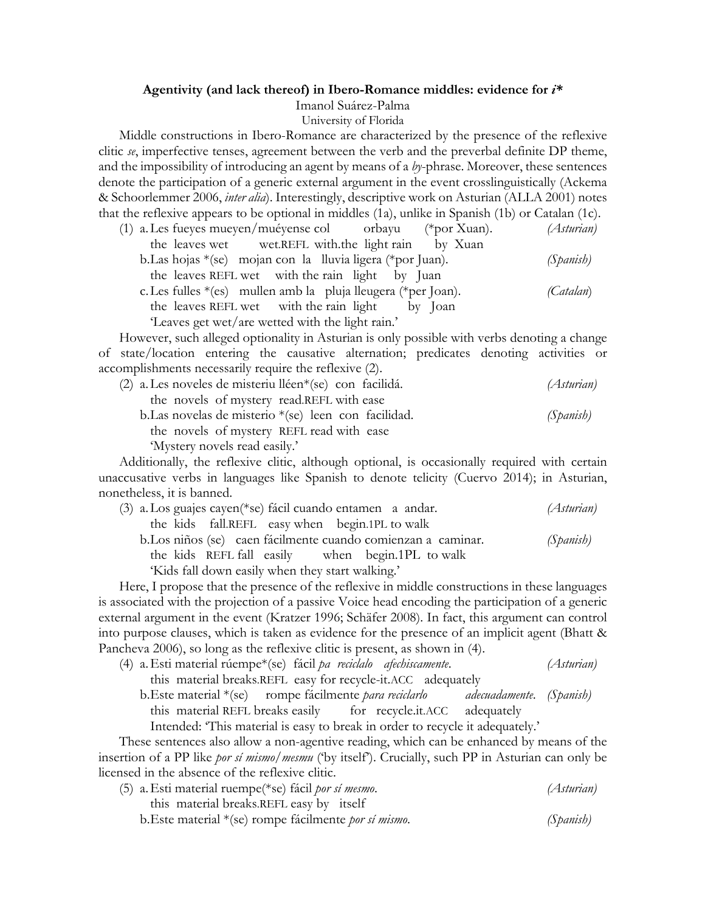**Agentivity (and lack thereof) in Ibero-Romance middles: evidence for *i****

Imanol Suárez-Palma

University of Florida

Middle constructions in Ibero-Romance are characterized by the presence of the reflexive clitic *se*, imperfective tenses, agreement between the verb and the preverbal definite DP theme, and the impossibility of introducing an agent by means of a *by*-phrase. Moreover, these sentences denote the participation of a generic external argument in the event crosslinguistically (Ackema & Schoorlemmer 2006, *inter alia*). Interestingly, descriptive work on Asturian (ALLA 2001) notes that the reflexive appears to be optional in middles (1a), unlike in Spanish (1b) or Catalan (1c).

(1) a. Les fueyes mueyen/muéyense col orbayu (*por Xuan). *(Asturian)*
 the leaves wet wet.REFL with.the light rain by Xuan
 b. Las hojas *(se) mojan con la lluvia ligera (*por Juan). *(Spanish)*
 the leaves REFL wet with the rain light by Juan
 c. Les fulles *(es) mullen amb la pluja lleugera (*per Joan). *(Catalan)*
 the leaves REFL wet with the rain light by Joan
 'Leaves get wet/are wetted with the light rain.'

However, such alleged optionality in Asturian is only possible with verbs denoting a change of state/location entering the causative alternation; predicates denoting activities or accomplishments necessarily require the reflexive (2).

(2) a. Les noveles de misteriu lléen*(se) con facilidá. *(Asturian)*
 the novels of mystery read.REFL with ease
 b. Las novelas de misterio *(se) leen con facilidad. *(Spanish)*
 the novels of mystery REFL read with ease
 'Mystery novels read easily.'

Additionally, the reflexive clitic, although optional, is occasionally required with certain unaccusative verbs in languages like Spanish to denote telicity (Cuervo 2014); in Asturian, nonetheless, it is banned.

(3) a. Los guajes cayen(*se) fácil cuando entamen a andar. *(Asturian)*
 the kids fall.REFL easy when begin.1PL to walk
 b. Los niños (se) caen fácilmente cuando comienzan a caminar. *(Spanish)*
 the kids REFL fall easily when begin.1PL to walk
 'Kids fall down easily when they start walking.'

Here, I propose that the presence of the reflexive in middle constructions in these languages is associated with the projection of a passive Voice head encoding the participation of a generic external argument in the event (Kratzer 1996; Schäfer 2008). In fact, this argument can control into purpose clauses, which is taken as evidence for the presence of an implicit agent (Bhatt & Pancheva 2006), so long as the reflexive clitic is present, as shown in (4).

(4) a. Esti material rúempe*(se) fácil *pa reciclalo afechiscamente*. *(Asturian)*
 this material breaks.REFL easy for recycle-it.ACC adequately
 b. Este material *(se) rompe fácilmente *para reciclarlo adecuadamente*. *(Spanish)*
 this material REFL breaks easily for recycle.it.ACC adequately
 Intended: 'This material is easy to break in order to recycle it adequately.'

These sentences also allow a non-agentive reading, which can be enhanced by means of the insertion of a PP like *por sí mismo/mesmu* ('by itself'). Crucially, such PP in Asturian can only be licensed in the absence of the reflexive clitic.

(5) a. Esti material ruempe(*se) fácil *por sí mesmo*. *(Asturian)*
 this material breaks.REFL easy by itself
 b. Este material *(se) rompe fácilmente *por sí mismo*. *(Spanish)*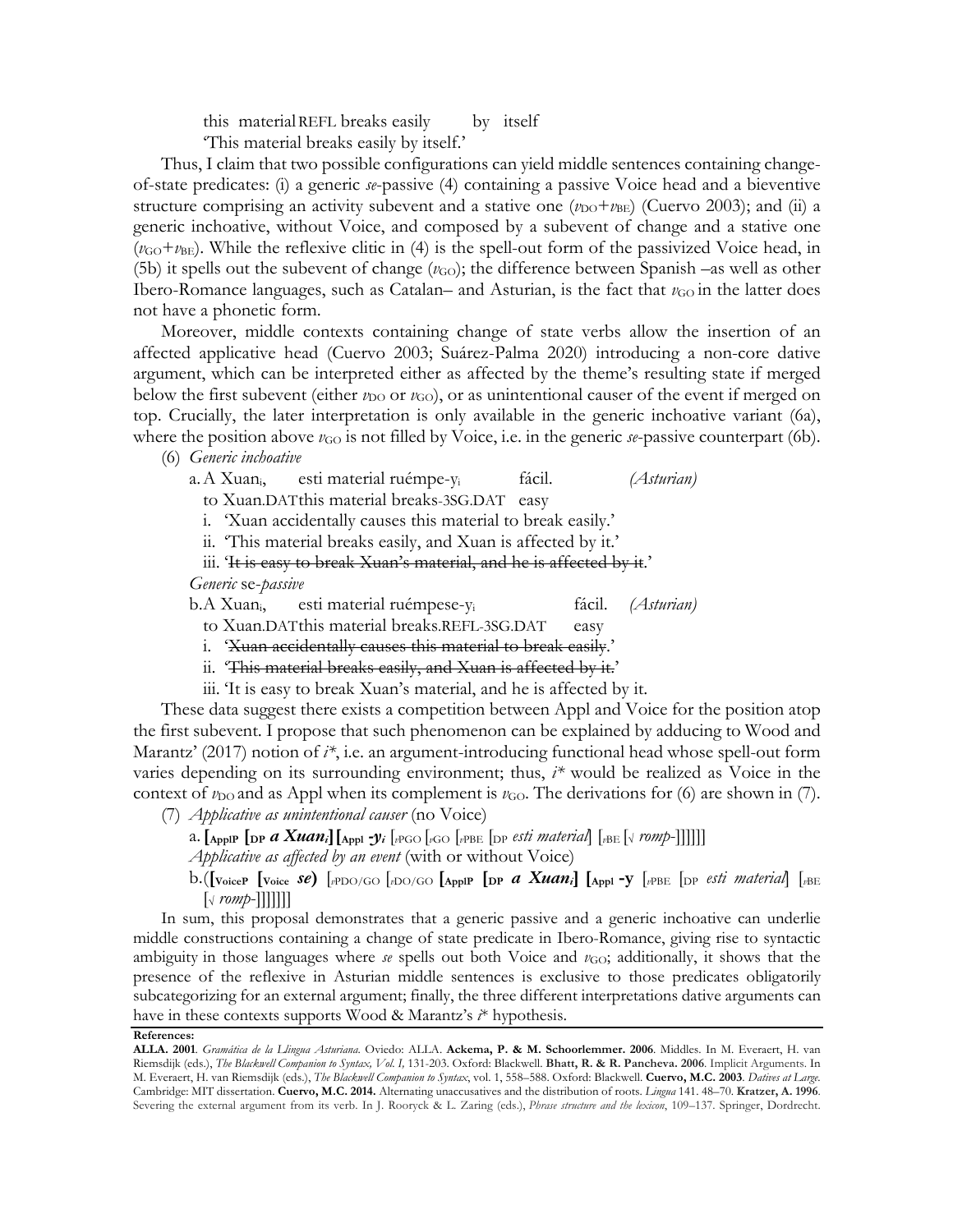this material REFL breaks easily by itself
'This material breaks easily by itself.'

Thus, I claim that two possible configurations can yield middle sentences containing change-of-state predicates: (i) a generic *se*-passive (4) containing a passive Voice head and a bieventive structure comprising an activity subevent and a stative one ($v_{DO}$+$v_{BE}$) (Cuervo 2003); and (ii) a generic inchoative, without Voice, and composed by a subevent of change and a stative one ($v_{GO}$+$v_{BE}$). While the reflexive clitic in (4) is the spell-out form of the passivized Voice head, in (5b) it spells out the subevent of change ($v_{GO}$); the difference between Spanish –as well as other Ibero-Romance languages, such as Catalan– and Asturian, is the fact that $v_{GO}$ in the latter does not have a phonetic form.

Moreover, middle contexts containing change of state verbs allow the insertion of an affected applicative head (Cuervo 2003; Suárez-Palma 2020) introducing a non-core dative argument, which can be interpreted either as affected by the theme's resulting state if merged below the first subevent (either $v_{DO}$ or $v_{GO}$), or as unintentional causer of the event if merged on top. Crucially, the later interpretation is only available in the generic inchoative variant (6a), where the position above $v_{GO}$ is not filled by Voice, i.e. in the generic *se*-passive counterpart (6b).

(6) *Generic inchoative*

a. A Xuan$_i$, esti material ruémpe-y$_i$ fácil. *(Asturian)*
to Xuan.DAT this material breaks-3SG.DAT easy
i. 'Xuan accidentally causes this material to break easily.'
ii. 'This material breaks easily, and Xuan is affected by it.'
iii. '~~It is easy to break Xuan's material, and he is affected by it~~.'

*Generic* se*-passive*

b. A Xuan$_i$, esti material ruémpese-y$_i$ fácil. *(Asturian)*
to Xuan.DAT this material breaks.REFL-3SG.DAT easy
i. '~~Xuan accidentally causes this material to break easily~~.'
ii. '~~This material breaks easily, and Xuan is affected by it.~~'
iii. 'It is easy to break Xuan's material, and he is affected by it.

These data suggest there exists a competition between Appl and Voice for the position atop the first subevent. I propose that such phenomenon can be explained by adducing to Wood and Marantz' (2017) notion of *i\**, i.e. an argument-introducing functional head whose spell-out form varies depending on its surrounding environment; thus, *i\** would be realized as Voice in the context of $v_{DO}$ and as Appl when its complement is $v_{GO}$. The derivations for (6) are shown in (7).

(7) *Applicative as unintentional causer* (no Voice)

a. **[$_{ApplP}$ [$_{DP}$ *a Xuan$_i$*] [$_{Appl}$ *-y$_i$*** [$_{vPGO}$ [$_{vGO}$ [$_{vPBE}$ [$_{DP}$ *esti material*] [$_{vBE}$ [$\surd$ *romp*-]]]]]]

*Applicative as affected by an event* (with or without Voice)

b. (**[$_{VoiceP}$ [$_{Voice}$ *se*)** [$_{vPDO/GO}$ [$_{vDO/GO}$ **[$_{ApplP}$ [$_{DP}$ *a Xuan$_i$*] [$_{Appl}$ -y** [$_{vPBE}$ [$_{DP}$ *esti material*] [$_{vBE}$ [$\surd$ *romp*-]]]]]]]

In sum, this proposal demonstrates that a generic passive and a generic inchoative can underlie middle constructions containing a change of state predicate in Ibero-Romance, giving rise to syntactic ambiguity in those languages where *se* spells out both Voice and $v_{GO}$; additionally, it shows that the presence of the reflexive in Asturian middle sentences is exclusive to those predicates obligatorily subcategorizing for an external argument; finally, the three different interpretations dative arguments can have in these contexts supports Wood & Marantz's *i\** hypothesis.

**References:**

**ALLA. 2001**. *Gramática de la Llingua Asturiana*. Oviedo: ALLA. **Ackema, P. & M. Schoorlemmer. 2006**. Middles. In M. Everaert, H. van Riemsdijk (eds.), *The Blackwell Companion to Syntax, Vol. I*, 131-203. Oxford: Blackwell. **Bhatt, R. & R. Pancheva. 2006**. Implicit Arguments. In M. Everaert, H. van Riemsdijk (eds.), *The Blackwell Companion to Syntax*, vol. 1, 558–588. Oxford: Blackwell. **Cuervo, M.C. 2003**. *Datives at Large*. Cambridge: MIT dissertation. **Cuervo, M.C. 2014.** Alternating unaccusatives and the distribution of roots. *Lingua* 141. 48–70. **Kratzer, A. 1996**. Severing the external argument from its verb. In J. Rooryck & L. Zaring (eds.), *Phrase structure and the lexicon*, 109–137. Springer, Dordrecht.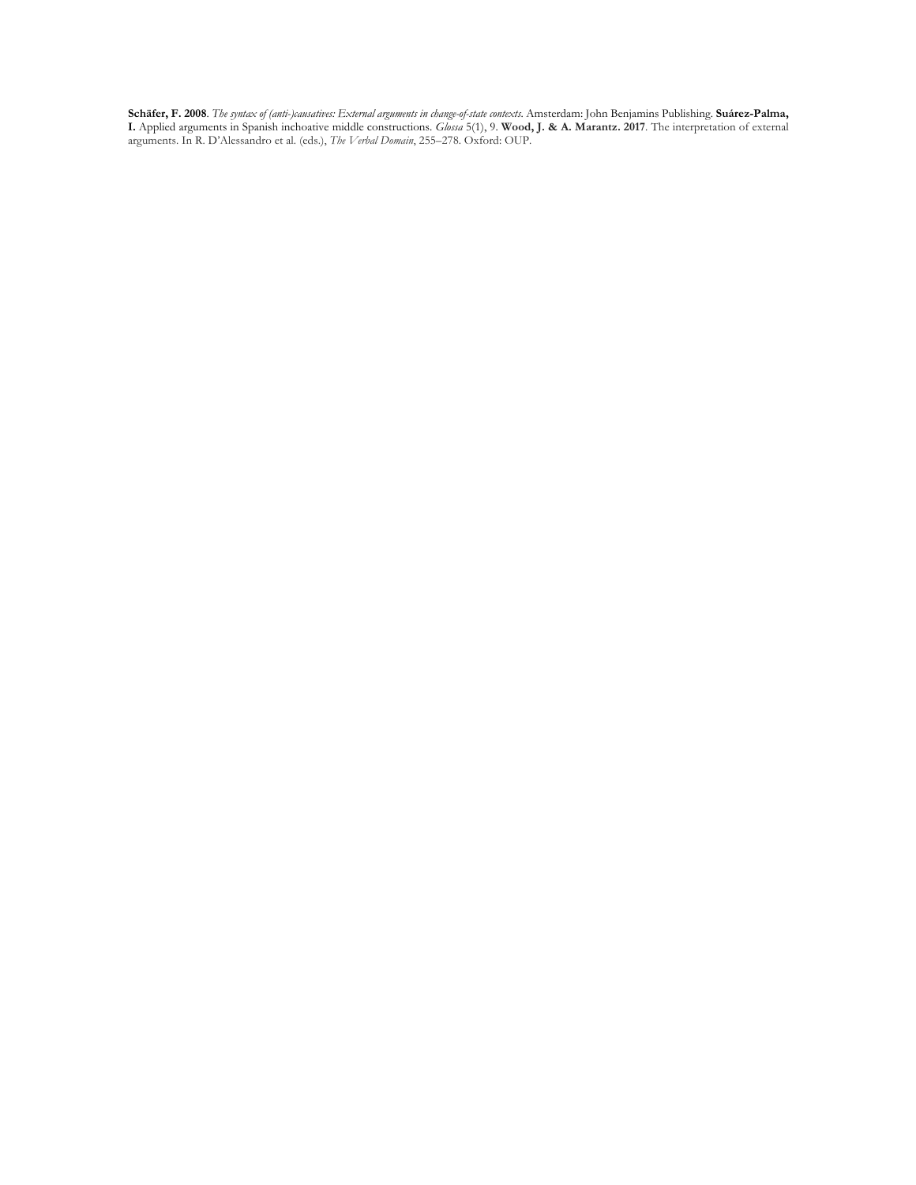**Schäfer, F. 2008**. *The syntax of (anti-)causatives: External arguments in change-of-state contexts*. Amsterdam: John Benjamins Publishing. **Suárez-Palma, I.** Applied arguments in Spanish inchoative middle constructions. *Glossa* 5(1), 9. **Wood, J. & A. Marantz. 2017**. The interpretation of external arguments. In R. D'Alessandro et al. (eds.), *The Verbal Domain*, 255–278. Oxford: OUP.